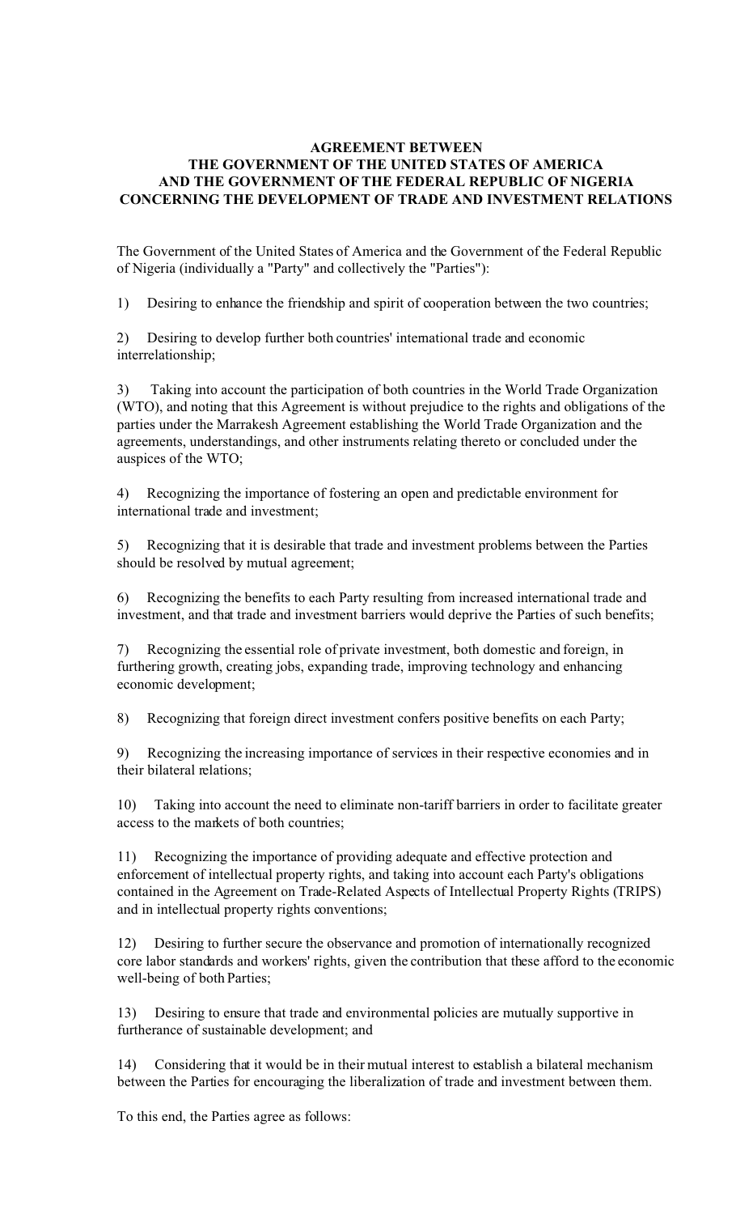# AGREEMENT BETWEEN THE GOVERNMENT OF THE UNITED STATES OF AMERICA AND THE GOVERNMENT OF THE FEDERAL REPUBLIC OF NIGERIA CONCERNING THE DEVELOPMENT OF TRADE AND INVESTMENT RELATIONS

The Government of the United States of America and the Government of the Federal Republic of Nigeria (individually a "Party" and collectively the "Parties"):

1) Desiring to enhance the friendship and spirit of cooperation between the two countries;

2) Desiring to develop further both countries' international trade and economic interrelationship;

3) Taking into account the participation of both countries in the World Trade Organization (WTO), and noting that this Agreement is without prejudice to the rights and obligations of the parties under the Marrakesh Agreement establishing the World Trade Organization and the agreements, understandings, and other instruments relating thereto or concluded under the auspices of the WTO;

4) Recognizing the importance of fostering an open and predictable environment for international trade and investment;

5) Recognizing that it is desirable that trade and investment problems between the Parties should be resolved by mutual agreement;

6) Recognizing the benefits to each Party resulting from increased international trade and investment, and that trade and investment barriers would deprive the Parties of such benefits;

7) Recognizing the essential role of private investment, both domestic and foreign, in furthering growth, creating jobs, expanding trade, improving technology and enhancing economic development;

8) Recognizing that foreign direct investment confers positive benefits on each Party;

9) Recognizing the increasing importance of services in their respective economies and in their bilateral relations;

10) Taking into account the need to eliminate non-tariff barriers in order to facilitate greater access to the markets of both countries;

11) Recognizing the importance of providing adequate and effective protection and enforcement of intellectual property rights, and taking into account each Party's obligations contained in the Agreement on Trade-Related Aspects of Intellectual Property Rights (TRIPS) and in intellectual property rights conventions;

12) Desiring to further secure the observance and promotion of internationally recognized core labor standards and workers' rights, given the contribution that these afford to the economic well-being of both Parties;

13) Desiring to ensure that trade and environmental policies are mutually supportive in furtherance of sustainable development; and

14) Considering that it would be in their mutual interest to establish a bilateral mechanism between the Parties for encouraging the liberalization of trade and investment between them.

To this end, the Parties agree as follows: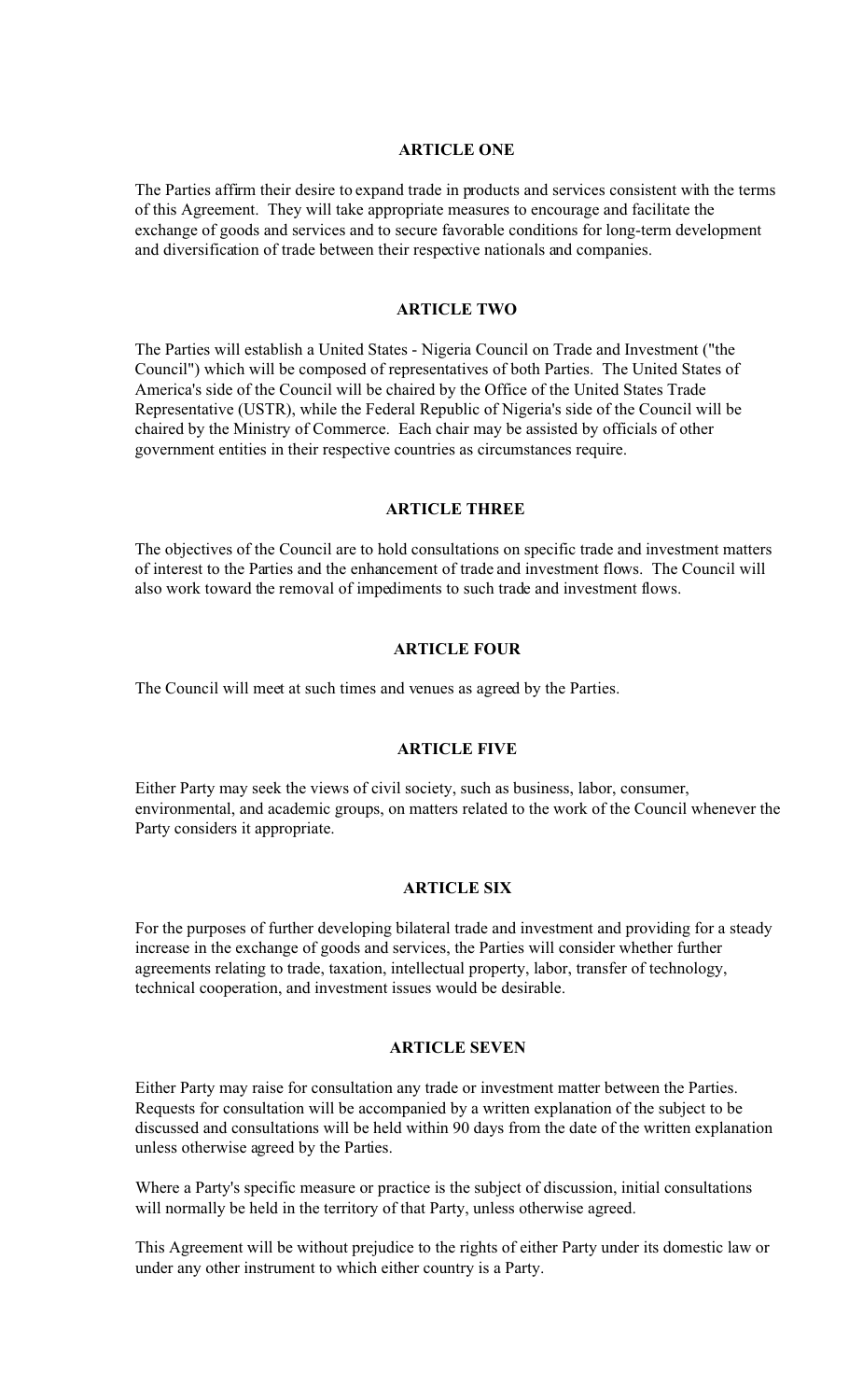## ARTICLE ONE

The Parties affirm their desire to expand trade in products and services consistent with the terms of this Agreement. They will take appropriate measures to encourage and facilitate the exchange of goods and services and to secure favorable conditions for long-term development and diversification of trade between their respective nationals and companies.

## ARTICLE TWO

The Parties will establish a United States - Nigeria Council on Trade and Investment ("the Council") which will be composed of representatives of both Parties. The United States of America's side of the Council will be chaired by the Office of the United States Trade Representative (USTR), while the Federal Republic of Nigeria's side of the Council will be chaired by the Ministry of Commerce. Each chair may be assisted by officials of other government entities in their respective countries as circumstances require.

## ARTICLE THREE

The objectives of the Council are to hold consultations on specific trade and investment matters of interest to the Parties and the enhancement of trade and investment flows. The Council will also work toward the removal of impediments to such trade and investment flows.

## ARTICLE FOUR

The Council will meet at such times and venues as agreed by the Parties.

## ARTICLE FIVE

Either Party may seek the views of civil society, such as business, labor, consumer, environmental, and academic groups, on matters related to the work of the Council whenever the Party considers it appropriate.

## ARTICLE SIX

For the purposes of further developing bilateral trade and investment and providing for a steady increase in the exchange of goods and services, the Parties will consider whether further agreements relating to trade, taxation, intellectual property, labor, transfer of technology, technical cooperation, and investment issues would be desirable.

## ARTICLE SEVEN

Either Party may raise for consultation any trade or investment matter between the Parties. Requests for consultation will be accompanied by a written explanation of the subject to be discussed and consultations will be held within 90 days from the date of the written explanation unless otherwise agreed by the Parties.

Where a Party's specific measure or practice is the subject of discussion, initial consultations will normally be held in the territory of that Party, unless otherwise agreed.

This Agreement will be without prejudice to the rights of either Party under its domestic law or under any other instrument to which either country is a Party.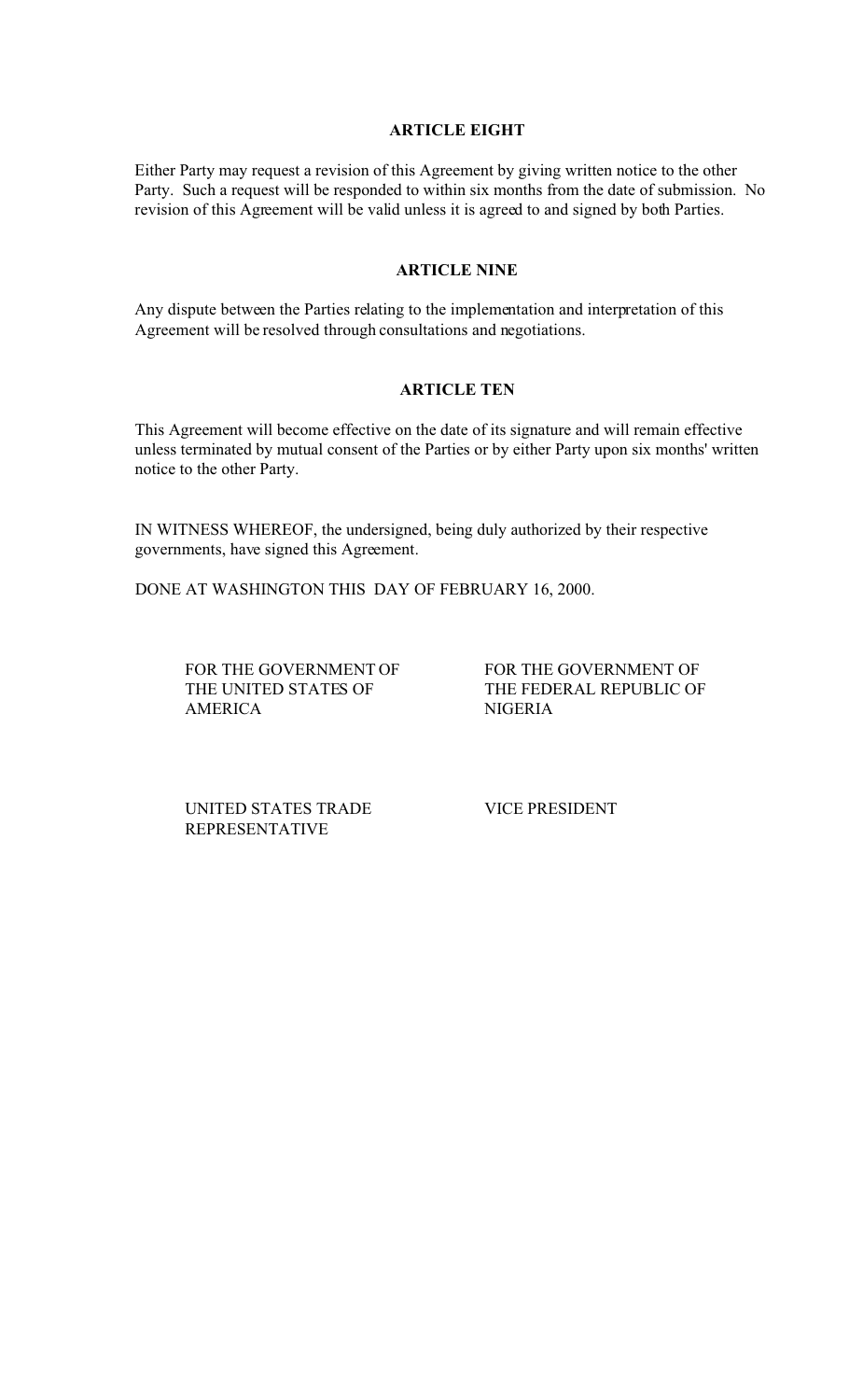## ARTICLE EIGHT

Either Party may request a revision of this Agreement by giving written notice to the other Party. Such a request will be responded to within six months from the date of submission. No revision of this Agreement will be valid unless it is agreed to and signed by both Parties.

## ARTICLE NINE

Any dispute between the Parties relating to the implementation and interpretation of this Agreement will be resolved through consultations and negotiations.

## ARTICLE TEN

This Agreement will become effective on the date of its signature and will remain effective unless terminated by mutual consent of the Parties or by either Party upon six months' written notice to the other Party.

IN WITNESS WHEREOF, the undersigned, being duly authorized by their respective governments, have signed this Agreement.

DONE AT WASHINGTON THIS DAY OF FEBRUARY 16, 2000.

| | |
|---|---|
| FOR THE GOVERNMENT OF THE UNITED STATES OF AMERICA | FOR THE GOVERNMENT OF THE FEDERAL REPUBLIC OF NIGERIA |
| UNITED STATES TRADE REPRESENTATIVE | VICE PRESIDENT |